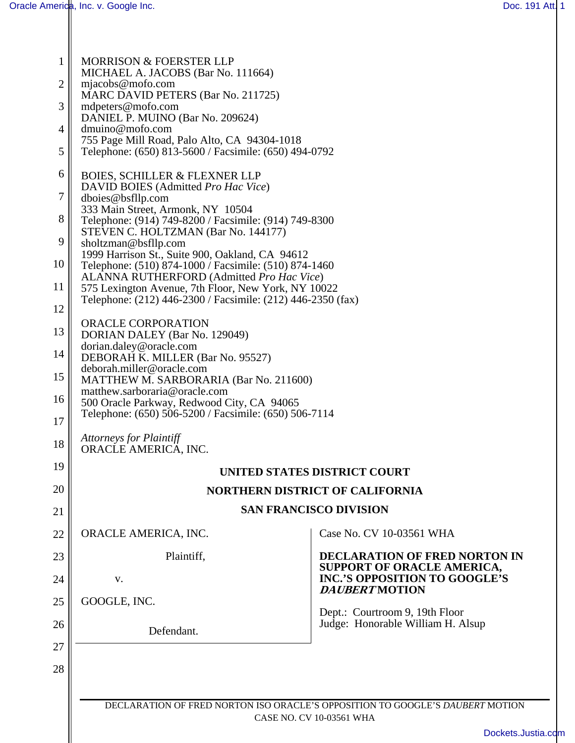MORRISON & FOERSTER LLP
MICHAEL A. JACOBS (Bar No. 111664)
mjacobs@mofo.com
MARC DAVID PETERS (Bar No. 211725)
mdpeters@mofo.com
DANIEL P. MUINO (Bar No. 209624)
dmuino@mofo.com
755 Page Mill Road, Palo Alto, CA 94304-1018
Telephone: (650) 813-5600 / Facsimile: (650) 494-0792

BOIES, SCHILLER & FLEXNER LLP
DAVID BOIES (Admitted *Pro Hac Vice*)
dboies@bsfllp.com
333 Main Street, Armonk, NY 10504
Telephone: (914) 749-8200 / Facsimile: (914) 749-8300
STEVEN C. HOLTZMAN (Bar No. 144177)
sholtzman@bsfllp.com
1999 Harrison St., Suite 900, Oakland, CA 94612
Telephone: (510) 874-1000 / Facsimile: (510) 874-1460
ALANNA RUTHERFORD (Admitted *Pro Hac Vice*)
575 Lexington Avenue, 7th Floor, New York, NY 10022
Telephone: (212) 446-2300 / Facsimile: (212) 446-2350 (fax)

ORACLE CORPORATION
DORIAN DALEY (Bar No. 129049)
dorian.daley@oracle.com
DEBORAH K. MILLER (Bar No. 95527)
deborah.miller@oracle.com
MATTHEW M. SARBORARIA (Bar No. 211600)
matthew.sarboraria@oracle.com
500 Oracle Parkway, Redwood City, CA 94065
Telephone: (650) 506-5200 / Facsimile: (650) 506-7114

*Attorneys for Plaintiff*
ORACLE AMERICA, INC.

**UNITED STATES DISTRICT COURT**

**NORTHERN DISTRICT OF CALIFORNIA**

**SAN FRANCISCO DIVISION**

ORACLE AMERICA, INC.

Plaintiff,

v.

GOOGLE, INC.

Defendant.

Case No. CV 10-03561 WHA

**DECLARATION OF FRED NORTON IN SUPPORT OF ORACLE AMERICA, INC.'S OPPOSITION TO GOOGLE'S *DAUBERT* MOTION**

Dept.: Courtroom 9, 19th Floor
Judge: Honorable William H. Alsup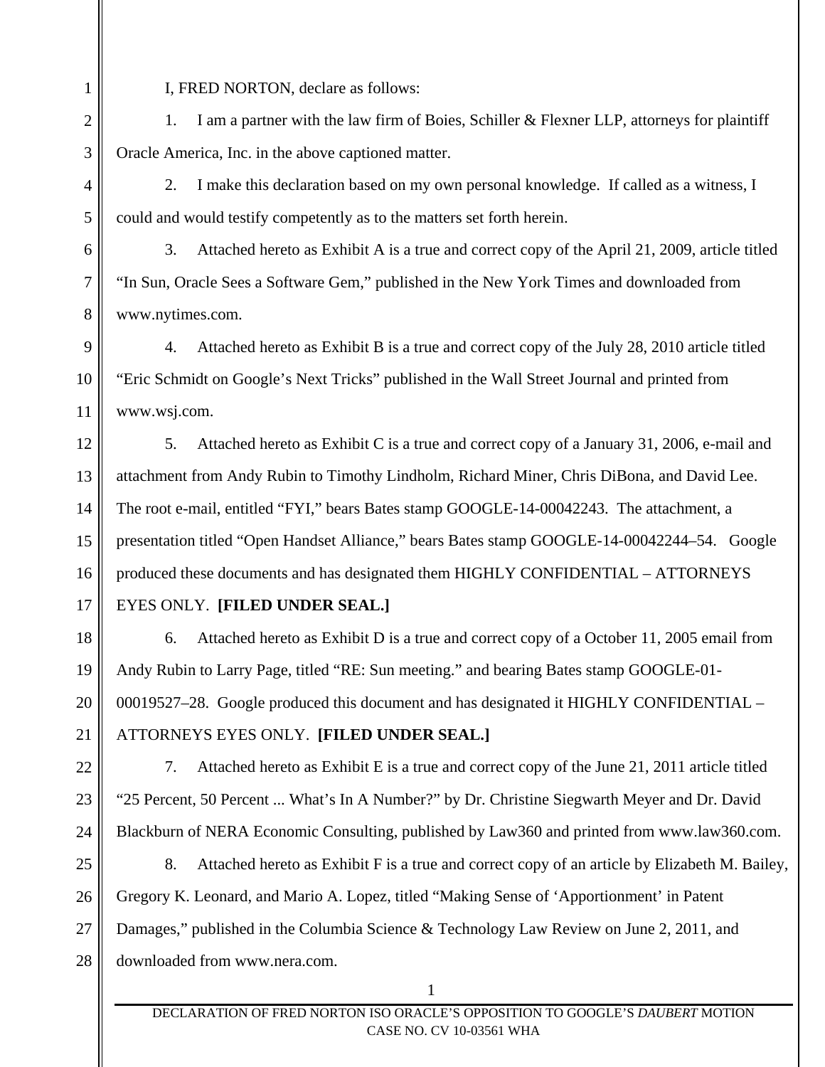I, FRED NORTON, declare as follows:

1. I am a partner with the law firm of Boies, Schiller & Flexner LLP, attorneys for plaintiff Oracle America, Inc. in the above captioned matter.

2. I make this declaration based on my own personal knowledge. If called as a witness, I could and would testify competently as to the matters set forth herein.

3. Attached hereto as Exhibit A is a true and correct copy of the April 21, 2009, article titled "In Sun, Oracle Sees a Software Gem," published in the New York Times and downloaded from www.nytimes.com.

4. Attached hereto as Exhibit B is a true and correct copy of the July 28, 2010 article titled "Eric Schmidt on Google's Next Tricks" published in the Wall Street Journal and printed from www.wsj.com.

5. Attached hereto as Exhibit C is a true and correct copy of a January 31, 2006, e-mail and attachment from Andy Rubin to Timothy Lindholm, Richard Miner, Chris DiBona, and David Lee. The root e-mail, entitled "FYI," bears Bates stamp GOOGLE-14-00042243. The attachment, a presentation titled "Open Handset Alliance," bears Bates stamp GOOGLE-14-00042244–54. Google produced these documents and has designated them HIGHLY CONFIDENTIAL – ATTORNEYS EYES ONLY. **[FILED UNDER SEAL.]**

6. Attached hereto as Exhibit D is a true and correct copy of a October 11, 2005 email from Andy Rubin to Larry Page, titled "RE: Sun meeting." and bearing Bates stamp GOOGLE-01-00019527–28. Google produced this document and has designated it HIGHLY CONFIDENTIAL – ATTORNEYS EYES ONLY. **[FILED UNDER SEAL.]**

7. Attached hereto as Exhibit E is a true and correct copy of the June 21, 2011 article titled "25 Percent, 50 Percent ... What's In A Number?" by Dr. Christine Siegwarth Meyer and Dr. David Blackburn of NERA Economic Consulting, published by Law360 and printed from www.law360.com.

8. Attached hereto as Exhibit F is a true and correct copy of an article by Elizabeth M. Bailey, Gregory K. Leonard, and Mario A. Lopez, titled "Making Sense of 'Apportionment' in Patent Damages," published in the Columbia Science & Technology Law Review on June 2, 2011, and downloaded from www.nera.com.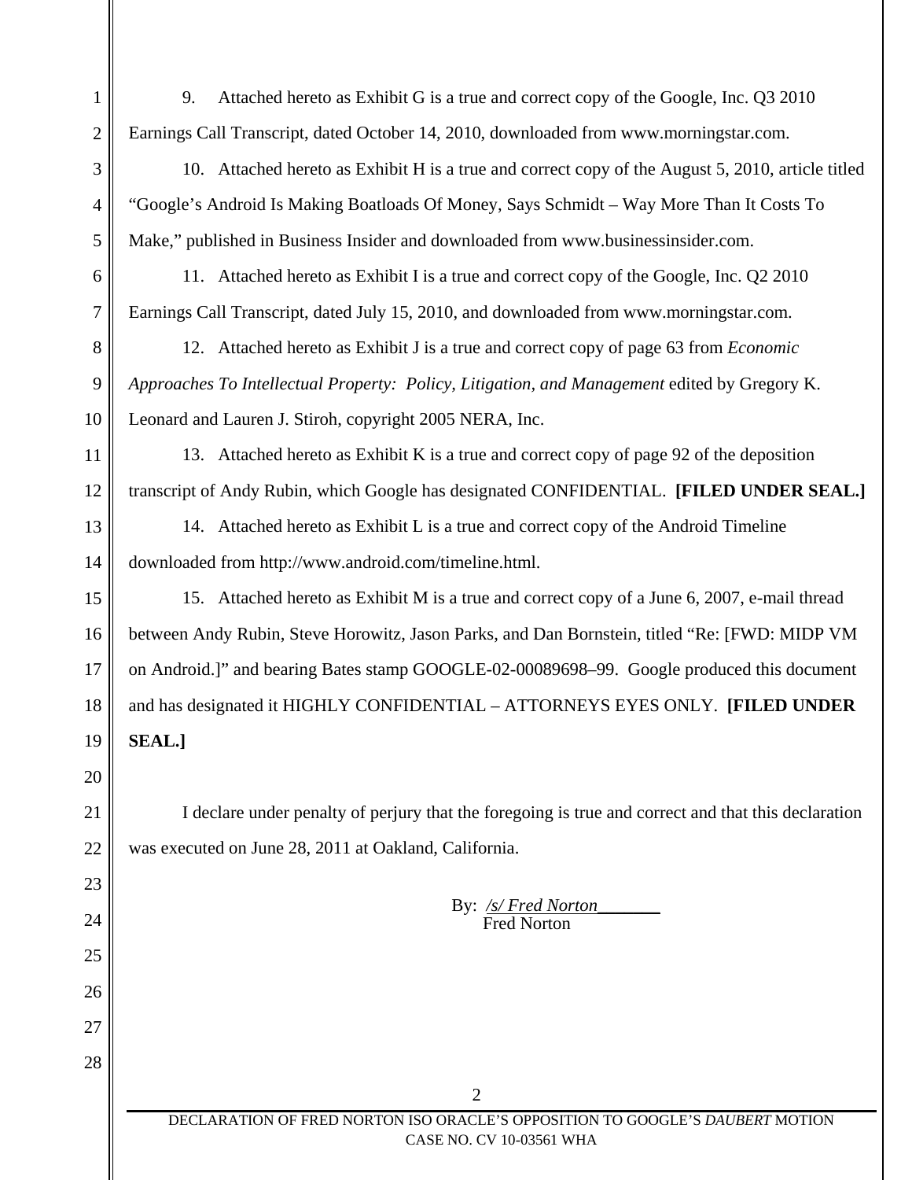9. Attached hereto as Exhibit G is a true and correct copy of the Google, Inc. Q3 2010 Earnings Call Transcript, dated October 14, 2010, downloaded from www.morningstar.com.

10. Attached hereto as Exhibit H is a true and correct copy of the August 5, 2010, article titled "Google's Android Is Making Boatloads Of Money, Says Schmidt – Way More Than It Costs To Make," published in Business Insider and downloaded from www.businessinsider.com.

11. Attached hereto as Exhibit I is a true and correct copy of the Google, Inc. Q2 2010 Earnings Call Transcript, dated July 15, 2010, and downloaded from www.morningstar.com.

12. Attached hereto as Exhibit J is a true and correct copy of page 63 from *Economic Approaches To Intellectual Property: Policy, Litigation, and Management* edited by Gregory K. Leonard and Lauren J. Stiroh, copyright 2005 NERA, Inc.

13. Attached hereto as Exhibit K is a true and correct copy of page 92 of the deposition transcript of Andy Rubin, which Google has designated CONFIDENTIAL. **[FILED UNDER SEAL.]**

14. Attached hereto as Exhibit L is a true and correct copy of the Android Timeline downloaded from http://www.android.com/timeline.html.

15. Attached hereto as Exhibit M is a true and correct copy of a June 6, 2007, e-mail thread between Andy Rubin, Steve Horowitz, Jason Parks, and Dan Bornstein, titled "Re: [FWD: MIDP VM on Android.]" and bearing Bates stamp GOOGLE-02-00089698–99. Google produced this document and has designated it HIGHLY CONFIDENTIAL – ATTORNEYS EYES ONLY. **[FILED UNDER SEAL.]**

I declare under penalty of perjury that the foregoing is true and correct and that this declaration was executed on June 28, 2011 at Oakland, California.

By: /s/ Fred Norton
Fred Norton

DECLARATION OF FRED NORTON ISO ORACLE'S OPPOSITION TO GOOGLE'S *DAUBERT* MOTION
CASE NO. CV 10-03561 WHA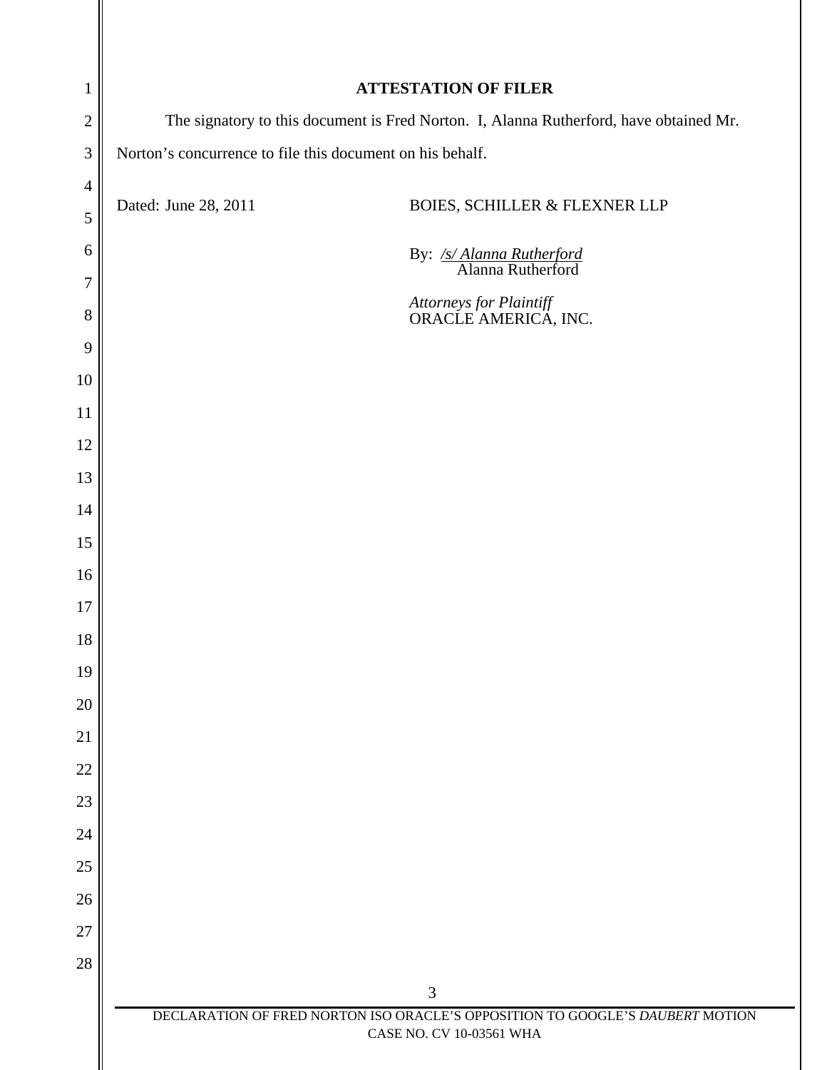**ATTESTATION OF FILER**

The signatory to this document is Fred Norton. I, Alanna Rutherford, have obtained Mr. Norton's concurrence to file this document on his behalf.

Dated: June 28, 2011

BOIES, SCHILLER & FLEXNER LLP

By: */s/ Alanna Rutherford*
Alanna Rutherford

*Attorneys for Plaintiff*
ORACLE AMERICA, INC.